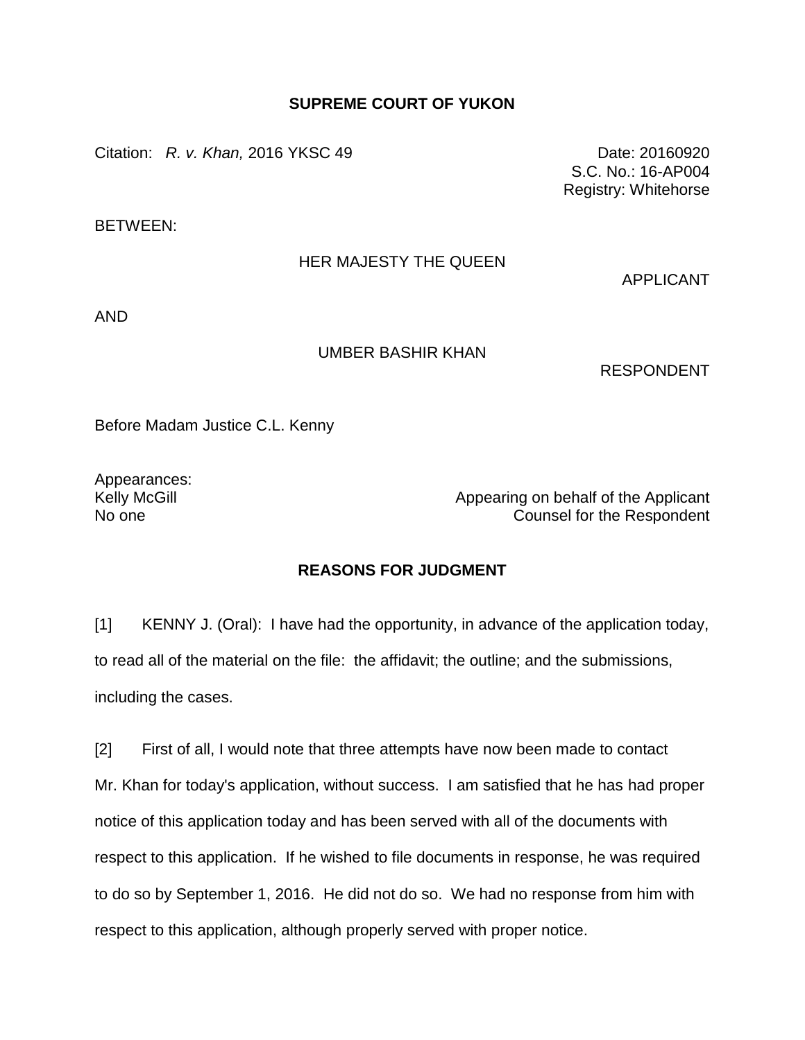# SUPREME COURT OF YUKON

Citation: *R. v. Khan,* 2016 YKSC 49

Date: 20160920
S.C. No.: 16-AP004
Registry: Whitehorse

BETWEEN:

HER MAJESTY THE QUEEN

APPLICANT

AND

UMBER BASHIR KHAN

RESPONDENT

Before Madam Justice C.L. Kenny

Appearances:

| | |
|---|---|
| Kelly McGill | Appearing on behalf of the Applicant |
| No one | Counsel for the Respondent |

## REASONS FOR JUDGMENT

[1] KENNY J. (Oral): I have had the opportunity, in advance of the application today, to read all of the material on the file: the affidavit; the outline; and the submissions, including the cases.

[2] First of all, I would note that three attempts have now been made to contact Mr. Khan for today's application, without success. I am satisfied that he has had proper notice of this application today and has been served with all of the documents with respect to this application. If he wished to file documents in response, he was required to do so by September 1, 2016. He did not do so. We had no response from him with respect to this application, although properly served with proper notice.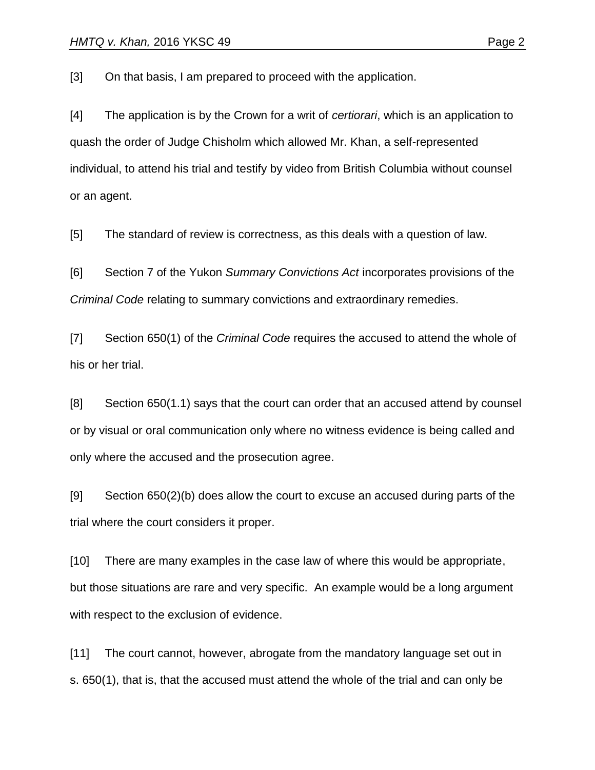[3] On that basis, I am prepared to proceed with the application.

[4] The application is by the Crown for a writ of *certiorari*, which is an application to quash the order of Judge Chisholm which allowed Mr. Khan, a self-represented individual, to attend his trial and testify by video from British Columbia without counsel or an agent.

[5] The standard of review is correctness, as this deals with a question of law.

[6] Section 7 of the Yukon *Summary Convictions Act* incorporates provisions of the *Criminal Code* relating to summary convictions and extraordinary remedies.

[7] Section 650(1) of the *Criminal Code* requires the accused to attend the whole of his or her trial.

[8] Section 650(1.1) says that the court can order that an accused attend by counsel or by visual or oral communication only where no witness evidence is being called and only where the accused and the prosecution agree.

[9] Section 650(2)(b) does allow the court to excuse an accused during parts of the trial where the court considers it proper.

[10] There are many examples in the case law of where this would be appropriate, but those situations are rare and very specific. An example would be a long argument with respect to the exclusion of evidence.

[11] The court cannot, however, abrogate from the mandatory language set out in s. 650(1), that is, that the accused must attend the whole of the trial and can only be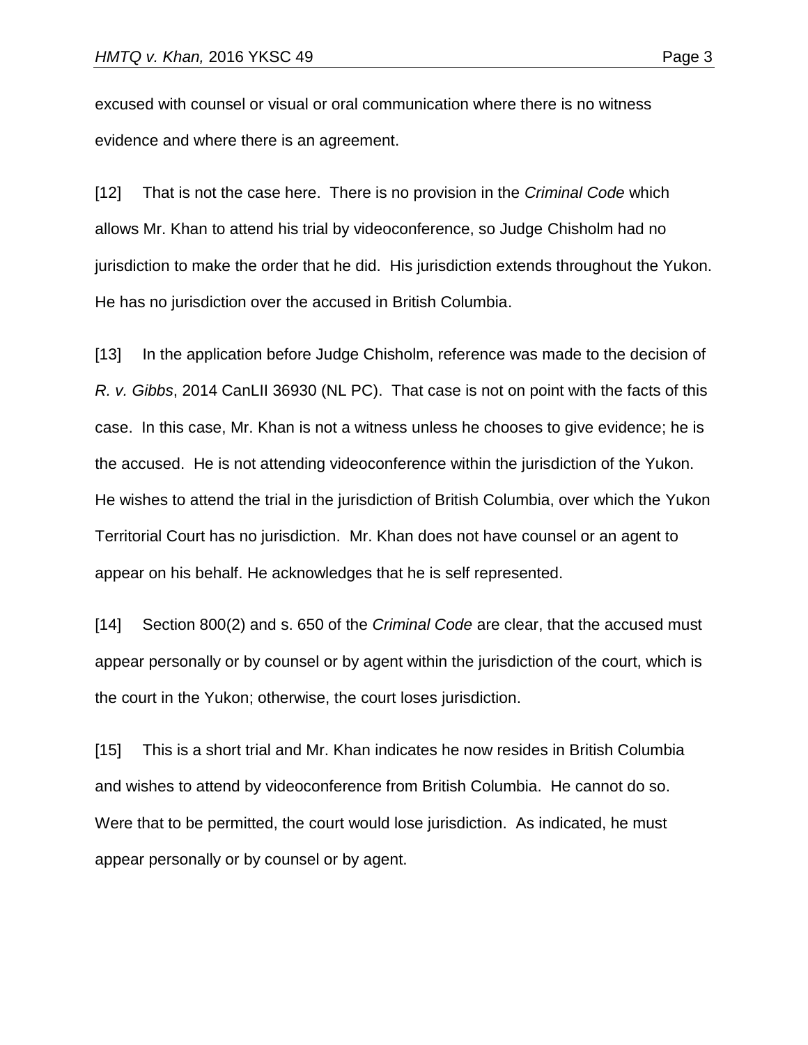excused with counsel or visual or oral communication where there is no witness evidence and where there is an agreement.

[12] That is not the case here. There is no provision in the *Criminal Code* which allows Mr. Khan to attend his trial by videoconference, so Judge Chisholm had no jurisdiction to make the order that he did. His jurisdiction extends throughout the Yukon. He has no jurisdiction over the accused in British Columbia.

[13] In the application before Judge Chisholm, reference was made to the decision of *R. v. Gibbs*, 2014 CanLII 36930 (NL PC). That case is not on point with the facts of this case. In this case, Mr. Khan is not a witness unless he chooses to give evidence; he is the accused. He is not attending videoconference within the jurisdiction of the Yukon. He wishes to attend the trial in the jurisdiction of British Columbia, over which the Yukon Territorial Court has no jurisdiction. Mr. Khan does not have counsel or an agent to appear on his behalf. He acknowledges that he is self represented.

[14] Section 800(2) and s. 650 of the *Criminal Code* are clear, that the accused must appear personally or by counsel or by agent within the jurisdiction of the court, which is the court in the Yukon; otherwise, the court loses jurisdiction.

[15] This is a short trial and Mr. Khan indicates he now resides in British Columbia and wishes to attend by videoconference from British Columbia. He cannot do so. Were that to be permitted, the court would lose jurisdiction. As indicated, he must appear personally or by counsel or by agent.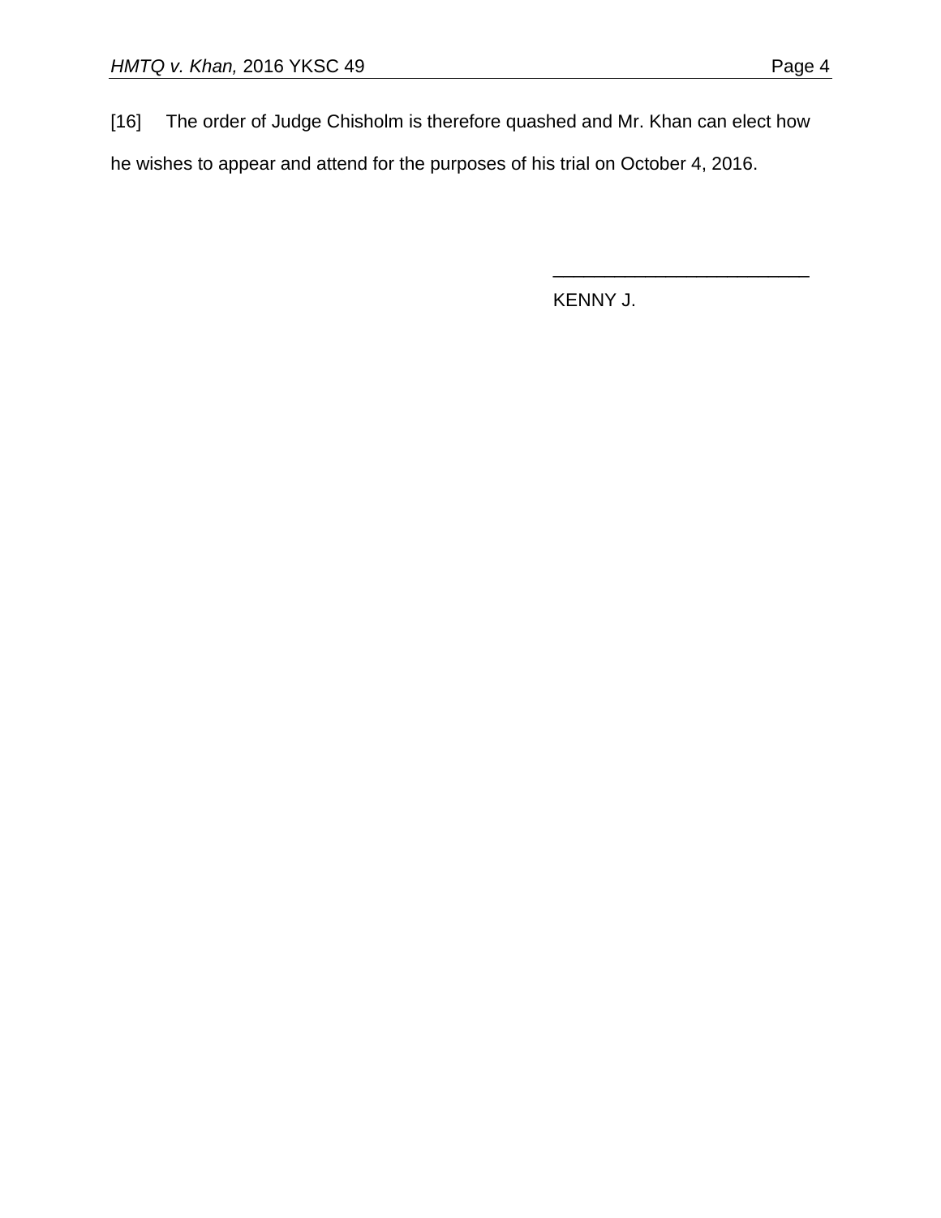[16] The order of Judge Chisholm is therefore quashed and Mr. Khan can elect how he wishes to appear and attend for the purposes of his trial on October 4, 2016.

\_\_\_\_\_\_\_\_\_\_\_\_\_\_\_\_\_\_\_\_\_\_\_\_\_\_

KENNY J.